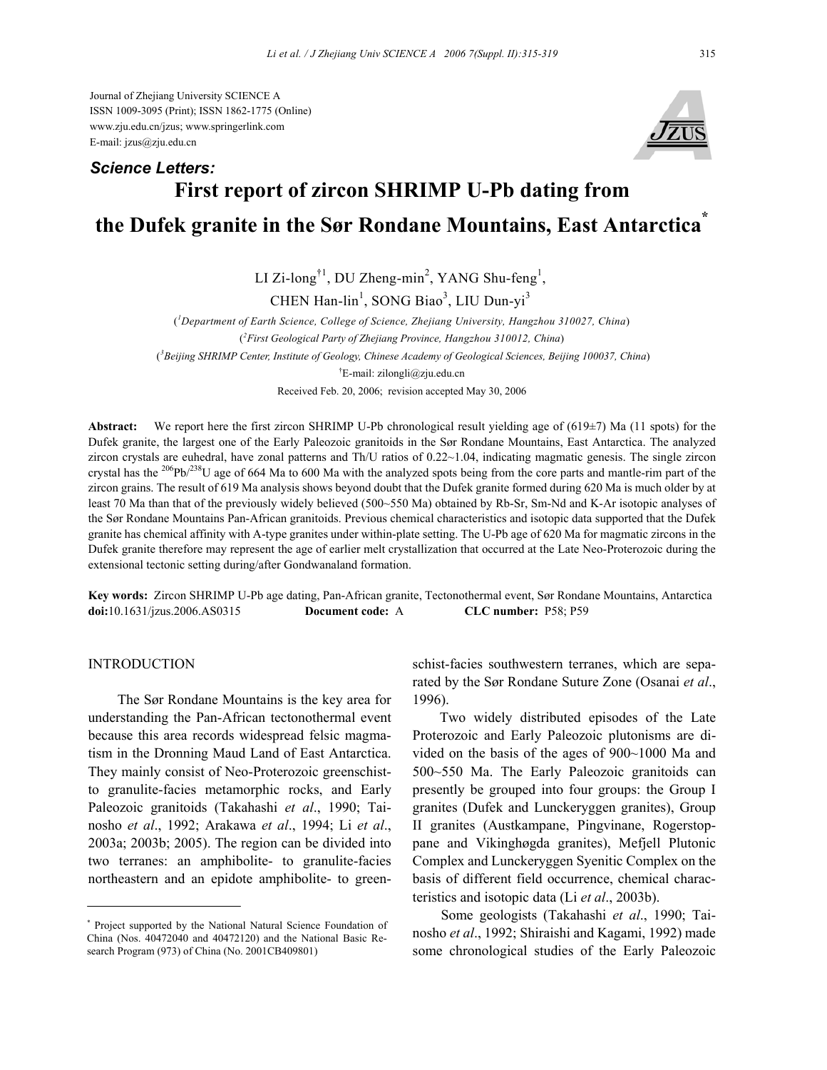Journal of Zhejiang University SCIENCE A
ISSN 1009-3095 (Print); ISSN 1862-1775 (Online)
www.zju.edu.cn/jzus; www.springerlink.com
E-mail: jzus@zju.edu.cn

***Science Letters:***

# First report of zircon SHRIMP U-Pb dating from the Dufek granite in the Sør Rondane Mountains, East Antarctica*

LI Zi-long†[1], DU Zheng-min[2], YANG Shu-feng[1], CHEN Han-lin[1], SONG Biao[3], LIU Dun-yi[3]

([1]*Department of Earth Science, College of Science, Zhejiang University, Hangzhou 310027, China*)
([2]*First Geological Party of Zhejiang Province, Hangzhou 310012, China*)
([3]*Beijing SHRIMP Center, Institute of Geology, Chinese Academy of Geological Sciences, Beijing 100037, China*)
†E-mail: zilongli@zju.edu.cn
Received Feb. 20, 2006; revision accepted May 30, 2006

**Abstract:** We report here the first zircon SHRIMP U-Pb chronological result yielding age of (619±7) Ma (11 spots) for the Dufek granite, the largest one of the Early Paleozoic granitoids in the Sør Rondane Mountains, East Antarctica. The analyzed zircon crystals are euhedral, have zonal patterns and Th/U ratios of 0.22~1.04, indicating magmatic genesis. The single zircon crystal has the $^{206}$Pb/$^{238}$U age of 664 Ma to 600 Ma with the analyzed spots being from the core parts and mantle-rim part of the zircon grains. The result of 619 Ma analysis shows beyond doubt that the Dufek granite formed during 620 Ma is much older by at least 70 Ma than that of the previously widely believed (500~550 Ma) obtained by Rb-Sr, Sm-Nd and K-Ar isotopic analyses of the Sør Rondane Mountains Pan-African granitoids. Previous chemical characteristics and isotopic data supported that the Dufek granite has chemical affinity with A-type granites under within-plate setting. The U-Pb age of 620 Ma for magmatic zircons in the Dufek granite therefore may represent the age of earlier melt crystallization that occurred at the Late Neo-Proterozoic during the extensional tectonic setting during/after Gondwanaland formation.

**Key words:** Zircon SHRIMP U-Pb age dating, Pan-African granite, Tectonothermal event, Sør Rondane Mountains, Antarctica
**doi:**10.1631/jzus.2006.AS0315 **Document code:** A **CLC number:** P58; P59

## INTRODUCTION

The Sør Rondane Mountains is the key area for understanding the Pan-African tectonothermal event because this area records widespread felsic magmatism in the Dronning Maud Land of East Antarctica. They mainly consist of Neo-Proterozoic greenschist- to granulite-facies metamorphic rocks, and Early Paleozoic granitoids (Takahashi *et al*., 1990; Tainosho *et al*., 1992; Arakawa *et al*., 1994; Li *et al*., 2003a; 2003b; 2005). The region can be divided into two terranes: an amphibolite- to granulite-facies northeastern and an epidote amphibolite- to greenschist-facies southwestern terranes, which are separated by the Sør Rondane Suture Zone (Osanai *et al*., 1996).

Two widely distributed episodes of the Late Proterozoic and Early Paleozoic plutonisms are divided on the basis of the ages of 900~1000 Ma and 500~550 Ma. The Early Paleozoic granitoids can presently be grouped into four groups: the Group I granites (Dufek and Lunckeryggen granites), Group II granites (Austkampane, Pingvinane, Rogerstoppane and Vikinghøgda granites), Mefjell Plutonic Complex and Lunckeryggen Syenitic Complex on the basis of different field occurrence, chemical characteristics and isotopic data (Li *et al*., 2003b).

Some geologists (Takahashi *et al*., 1990; Tainosho *et al*., 1992; Shiraishi and Kagami, 1992) made some chronological studies of the Early Paleozoic

---

* Project supported by the National Natural Science Foundation of China (Nos. 40472040 and 40472120) and the National Basic Research Program (973) of China (No. 2001CB409801)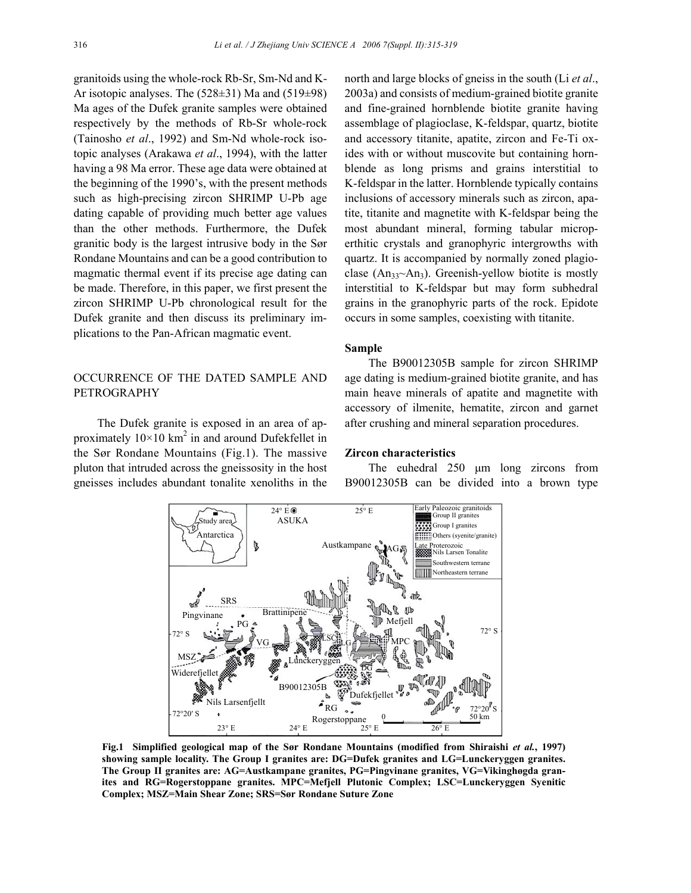granitoids using the whole-rock Rb-Sr, Sm-Nd and K-Ar isotopic analyses. The (528±31) Ma and (519±98) Ma ages of the Dufek granite samples were obtained respectively by the methods of Rb-Sr whole-rock (Tainosho *et al*., 1992) and Sm-Nd whole-rock isotopic analyses (Arakawa *et al*., 1994), with the latter having a 98 Ma error. These age data were obtained at the beginning of the 1990's, with the present methods such as high-precising zircon SHRIMP U-Pb age dating capable of providing much better age values than the other methods. Furthermore, the Dufek granitic body is the largest intrusive body in the Sør Rondane Mountains and can be a good contribution to magmatic thermal event if its precise age dating can be made. Therefore, in this paper, we first present the zircon SHRIMP U-Pb chronological result for the Dufek granite and then discuss its preliminary implications to the Pan-African magmatic event.

## OCCURRENCE OF THE DATED SAMPLE AND PETROGRAPHY

The Dufek granite is exposed in an area of approximately 10×10 $km^2$ in and around Dufekfellet in the Sør Rondane Mountains (Fig.1). The massive pluton that intruded across the gneissosity in the host gneisses includes abundant tonalite xenoliths in the north and large blocks of gneiss in the south (Li *et al*., 2003a) and consists of medium-grained biotite granite and fine-grained hornblende biotite granite having assemblage of plagioclase, K-feldspar, quartz, biotite and accessory titanite, apatite, zircon and Fe-Ti oxides with or without muscovite but containing hornblende as long prisms and grains interstitial to K-feldspar in the latter. Hornblende typically contains inclusions of accessory minerals such as zircon, apatite, titanite and magnetite with K-feldspar being the most abundant mineral, forming tabular microperthitic crystals and granophyric intergrowths with quartz. It is accompanied by normally zoned plagioclase ($An_{33}$~$An_3$). Greenish-yellow biotite is mostly interstitial to K-feldspar but may form subhedral grains in the granophyric parts of the rock. Epidote occurs in some samples, coexisting with titanite.

### Sample

The B90012305B sample for zircon SHRIMP age dating is medium-grained biotite granite, and has main heave minerals of apatite and magnetite with accessory of ilmenite, hematite, zircon and garnet after crushing and mineral separation procedures.

### Zircon characteristics

The euhedral 250 μm long zircons from B90012305B can be divided into a brown type

**Fig.1 Simplified geological map of the Sør Rondane Mountains (modified from Shiraishi *et al.*, 1997) showing sample locality. The Group I granites are: DG=Dufek granites and LG=Lunckeryggen granites. The Group II granites are: AG=Austkampane granites, PG=Pingvinane granites, VG=Vikinghøgda granites and RG=Rogerstoppane granites. MPC=Mefjell Plutonic Complex; LSC=Lunckeryggen Syenitic Complex; MSZ=Main Shear Zone; SRS=Sør Rondane Suture Zone**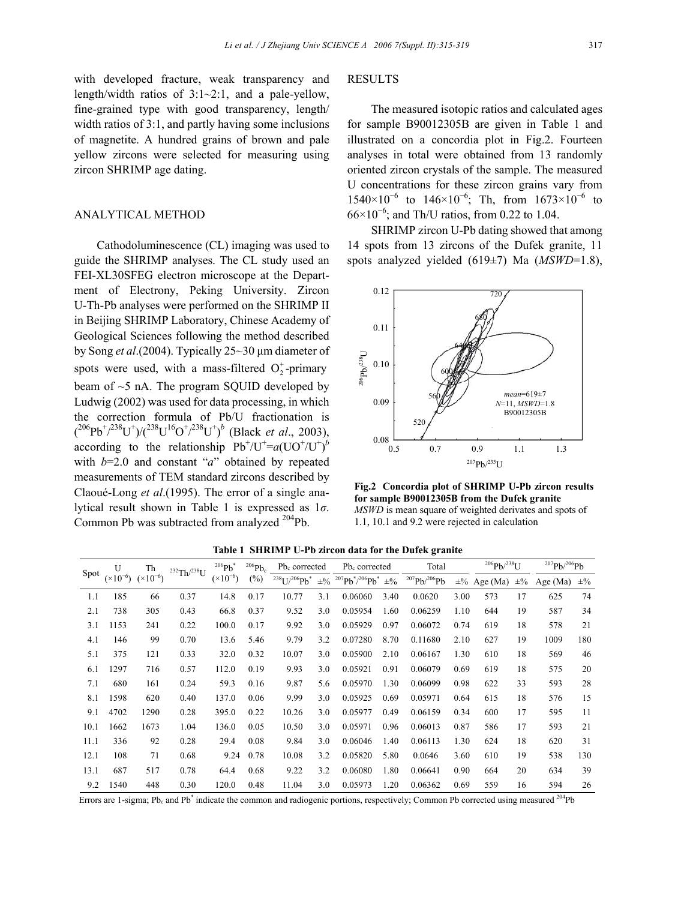with developed fracture, weak transparency and length/width ratios of 3:1~2:1, and a pale-yellow, fine-grained type with good transparency, length/width ratios of 3:1, and partly having some inclusions of magnetite. A hundred grains of brown and pale yellow zircons were selected for measuring using zircon SHRIMP age dating.

## ANALYTICAL METHOD

Cathodoluminescence (CL) imaging was used to guide the SHRIMP analyses. The CL study used an FEI-XL30SFEG electron microscope at the Department of Electrony, Peking University. Zircon U-Th-Pb analyses were performed on the SHRIMP II in Beijing SHRIMP Laboratory, Chinese Academy of Geological Sciences following the method described by Song *et al*.(2004). Typically 25~30 μm diameter of spots were used, with a mass-filtered $O_2^+$-primary beam of ~5 nA. The program SQUID developed by Ludwig (2002) was used for data processing, in which the correction formula of Pb/U fractionation is $(^{206}Pb^+/^{238}U^+)/(^{238}U^{16}O^+/^{238}U^+)^b$ (Black *et al*., 2003), according to the relationship $Pb^+/U^+=a(UO^+/U^+)^b$ with $b$=2.0 and constant "$a$" obtained by repeated measurements of TEM standard zircons described by Claoué-Long *et al*.(1995). The error of a single analytical result shown in Table 1 is expressed as 1$\sigma$. Common Pb was subtracted from analyzed $^{204}$Pb.

## RESULTS

The measured isotopic ratios and calculated ages for sample B90012305B are given in Table 1 and illustrated on a concordia plot in Fig.2. Fourteen analyses in total were obtained from 13 randomly oriented zircon crystals of the sample. The measured U concentrations for these zircon grains vary from $1540\times10^{-6}$ to $146\times10^{-6}$; Th, from $1673\times10^{-6}$ to $66\times10^{-6}$; and Th/U ratios, from 0.22 to 1.04.

SHRIMP zircon U-Pb dating showed that among 14 spots from 13 zircons of the Dufek granite, 11 spots analyzed yielded (619±7) Ma (*MSWD*=1.8),

**Fig.2 Concordia plot of SHRIMP U-Pb zircon results for sample B90012305B from the Dufek granite**
*MSWD* is mean square of weighted derivates and spots of 1.1, 10.1 and 9.2 were rejected in calculation

**Table 1 SHRIMP U-Pb zircon data for the Dufek granite**

| Spot | U ($\times10^{-6}$) | Th ($\times10^{-6}$) | $^{232}$Th/$^{238}$U | $^{206}$Pb* ($\times10^{-6}$) | $^{206}$Pb$_c$ (%) | Pb$_c$ corrected | | Pb$_c$ corrected | | Total | | $^{206}$Pb/$^{238}$U | | $^{207}$Pb/$^{206}$Pb | |
|---|---|---|---|---|---|---|---|---|---|---|---|---|---|---|---|
| | | | | | | $^{238}$U/$^{206}$Pb* | ±% | $^{207}$Pb*/$^{206}$Pb* | ±% | $^{207}$Pb/$^{206}$Pb | ±% | Age (Ma) | ±% | Age (Ma) | ±% |
| 1.1 | 185 | 66 | 0.37 | 14.8 | 0.17 | 10.77 | 3.1 | 0.06060 | 3.40 | 0.0620 | 3.00 | 573 | 17 | 625 | 74 |
| 2.1 | 738 | 305 | 0.43 | 66.8 | 0.37 | 9.52 | 3.0 | 0.05954 | 1.60 | 0.06259 | 1.10 | 644 | 19 | 587 | 34 |
| 3.1 | 1153 | 241 | 0.22 | 100.0 | 0.17 | 9.92 | 3.0 | 0.05929 | 0.97 | 0.06072 | 0.74 | 619 | 18 | 578 | 21 |
| 4.1 | 146 | 99 | 0.70 | 13.6 | 5.46 | 9.79 | 3.2 | 0.07280 | 8.70 | 0.11680 | 2.10 | 627 | 19 | 1009 | 180 |
| 5.1 | 375 | 121 | 0.33 | 32.0 | 0.32 | 10.07 | 3.0 | 0.05900 | 2.10 | 0.06167 | 1.30 | 610 | 18 | 569 | 46 |
| 6.1 | 1297 | 716 | 0.57 | 112.0 | 0.19 | 9.93 | 3.0 | 0.05921 | 0.91 | 0.06079 | 0.69 | 619 | 18 | 575 | 20 |
| 7.1 | 680 | 161 | 0.24 | 59.3 | 0.16 | 9.87 | 5.6 | 0.05970 | 1.30 | 0.06099 | 0.98 | 622 | 33 | 593 | 28 |
| 8.1 | 1598 | 620 | 0.40 | 137.0 | 0.06 | 9.99 | 3.0 | 0.05925 | 0.69 | 0.05971 | 0.64 | 615 | 18 | 576 | 15 |
| 9.1 | 4702 | 1290 | 0.28 | 395.0 | 0.22 | 10.26 | 3.0 | 0.05977 | 0.49 | 0.06159 | 0.34 | 600 | 17 | 595 | 11 |
| 10.1 | 1662 | 1673 | 1.04 | 136.0 | 0.05 | 10.50 | 3.0 | 0.05971 | 0.96 | 0.06013 | 0.87 | 586 | 17 | 593 | 21 |
| 11.1 | 336 | 92 | 0.28 | 29.4 | 0.08 | 9.84 | 3.0 | 0.06046 | 1.40 | 0.06113 | 1.30 | 624 | 18 | 620 | 31 |
| 12.1 | 108 | 71 | 0.68 | 9.24 | 0.78 | 10.08 | 3.2 | 0.05820 | 5.80 | 0.0646 | 3.60 | 610 | 19 | 538 | 130 |
| 13.1 | 687 | 517 | 0.78 | 64.4 | 0.68 | 9.22 | 3.2 | 0.06080 | 1.80 | 0.06641 | 0.90 | 664 | 20 | 634 | 39 |
| 9.2 | 1540 | 448 | 0.30 | 120.0 | 0.48 | 11.04 | 3.0 | 0.05973 | 1.20 | 0.06362 | 0.69 | 559 | 16 | 594 | 26 |

Errors are 1-sigma; Pb$_c$ and Pb* indicate the common and radiogenic portions, respectively; Common Pb corrected using measured $^{204}$Pb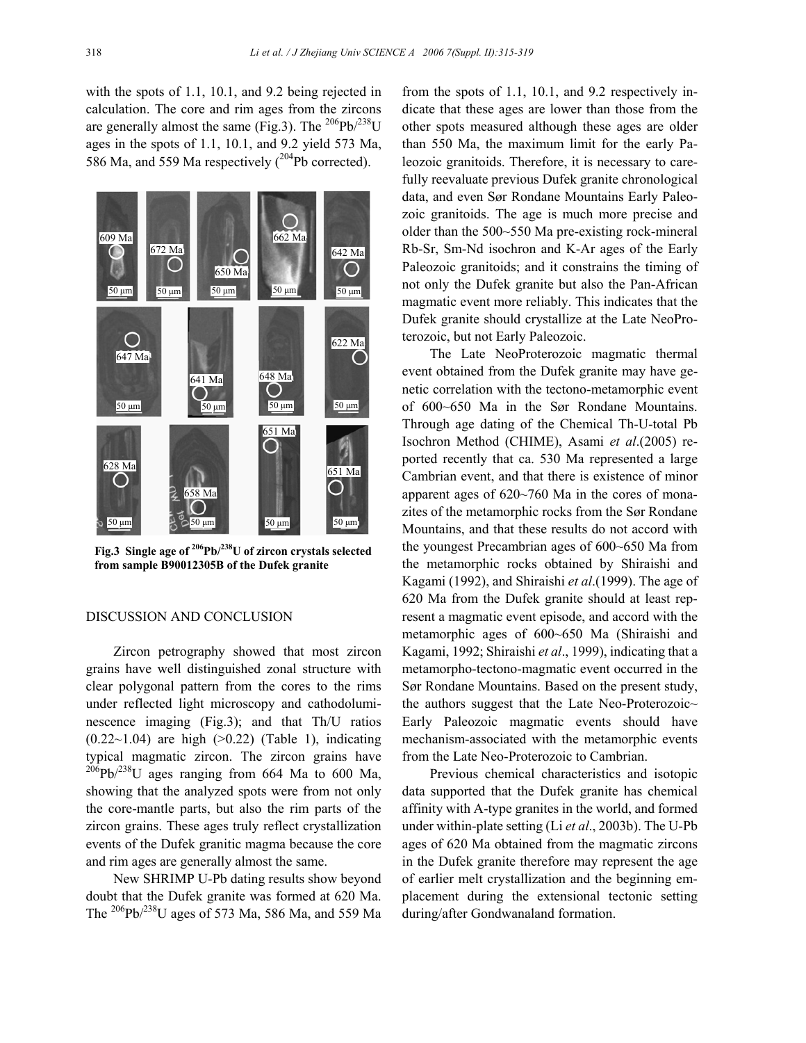with the spots of 1.1, 10.1, and 9.2 being rejected in calculation. The core and rim ages from the zircons are generally almost the same (Fig.3). The $^{206}Pb/^{238}U$ ages in the spots of 1.1, 10.1, and 9.2 yield 573 Ma, 586 Ma, and 559 Ma respectively ($^{204}Pb$ corrected).

**Fig.3 Single age of $^{206}Pb/^{238}U$ of zircon crystals selected from sample B90012305B of the Dufek granite**

## DISCUSSION AND CONCLUSION

Zircon petrography showed that most zircon grains have well distinguished zonal structure with clear polygonal pattern from the cores to the rims under reflected light microscopy and cathodoluminescence imaging (Fig.3); and that Th/U ratios (0.22~1.04) are high (>0.22) (Table 1), indicating typical magmatic zircon. The zircon grains have $^{206}Pb/^{238}U$ ages ranging from 664 Ma to 600 Ma, showing that the analyzed spots were from not only the core-mantle parts, but also the rim parts of the zircon grains. These ages truly reflect crystallization events of the Dufek granitic magma because the core and rim ages are generally almost the same.

New SHRIMP U-Pb dating results show beyond doubt that the Dufek granite was formed at 620 Ma. The $^{206}Pb/^{238}U$ ages of 573 Ma, 586 Ma, and 559 Ma from the spots of 1.1, 10.1, and 9.2 respectively indicate that these ages are lower than those from the other spots measured although these ages are older than 550 Ma, the maximum limit for the early Paleozoic granitoids. Therefore, it is necessary to carefully reevaluate previous Dufek granite chronological data, and even Sør Rondane Mountains Early Paleozoic granitoids. The age is much more precise and older than the 500~550 Ma pre-existing rock-mineral Rb-Sr, Sm-Nd isochron and K-Ar ages of the Early Paleozoic granitoids; and it constrains the timing of not only the Dufek granite but also the Pan-African magmatic event more reliably. This indicates that the Dufek granite should crystallize at the Late NeoProterozoic, but not Early Paleozoic.

The Late NeoProterozoic magmatic thermal event obtained from the Dufek granite may have genetic correlation with the tectono-metamorphic event of 600~650 Ma in the Sør Rondane Mountains. Through age dating of the Chemical Th-U-total Pb Isochron Method (CHIME), Asami *et al*.(2005) reported recently that ca. 530 Ma represented a large Cambrian event, and that there is existence of minor apparent ages of 620~760 Ma in the cores of monazites of the metamorphic rocks from the Sør Rondane Mountains, and that these results do not accord with the youngest Precambrian ages of 600~650 Ma from the metamorphic rocks obtained by Shiraishi and Kagami (1992), and Shiraishi *et al*.(1999). The age of 620 Ma from the Dufek granite should at least represent a magmatic event episode, and accord with the metamorphic ages of 600~650 Ma (Shiraishi and Kagami, 1992; Shiraishi *et al*., 1999), indicating that a metamorpho-tectono-magmatic event occurred in the Sør Rondane Mountains. Based on the present study, the authors suggest that the Late Neo-Proterozoic~Early Paleozoic magmatic events should have mechanism-associated with the metamorphic events from the Late Neo-Proterozoic to Cambrian.

Previous chemical characteristics and isotopic data supported that the Dufek granite has chemical affinity with A-type granites in the world, and formed under within-plate setting (Li *et al*., 2003b). The U-Pb ages of 620 Ma obtained from the magmatic zircons in the Dufek granite therefore may represent the age of earlier melt crystallization and the beginning emplacement during the extensional tectonic setting during/after Gondwanaland formation.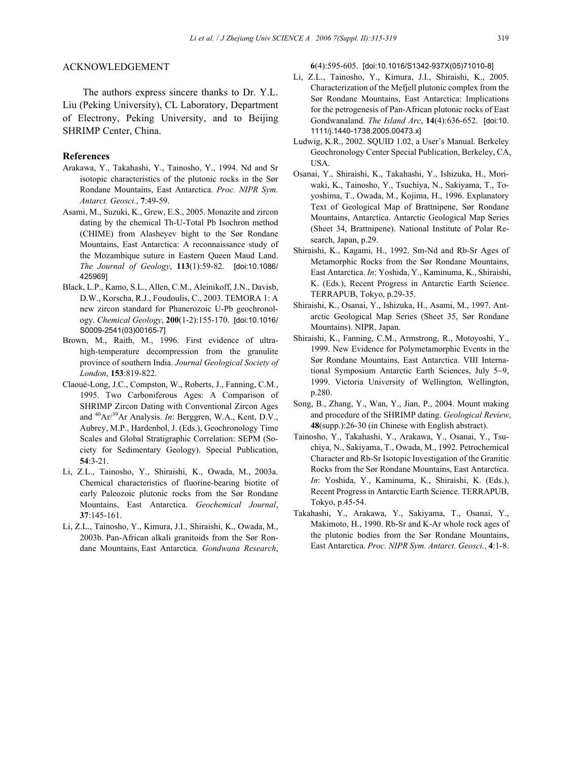## ACKNOWLEDGEMENT

The authors express sincere thanks to Dr. Y.L. Liu (Peking University), CL Laboratory, Department of Electrony, Peking University, and to Beijing SHRIMP Center, China.

## References

Arakawa, Y., Takahashi, Y., Tainosho, Y., 1994. Nd and Sr isotopic characteristics of the plutonic rocks in the Sør Rondane Mountains, East Antarctica. *Proc. NIPR Sym. Antarct. Geosci.*, **7**:49-59.

Asami, M., Suzuki, K., Grew, E.S., 2005. Monazite and zircon dating by the chemical Th-U-Total Pb Isochron method (CHIME) from Alasheyev bight to the Sør Rondane Mountains, East Antarctica: A reconnaissance study of the Mozambique suture in Eastern Queen Maud Land. *The Journal of Geology*, **113**(1):59-82. [doi:10.1086/425969]

Black, L.P., Kamo, S.L., Allen, C.M., Aleinikoff, J.N., Davisb, D.W., Korscha, R.J., Foudoulis, C., 2003. TEMORA 1: A new zircon standard for Phanerozoic U-Pb geochronology. *Chemical Geology*, **200**(1-2):155-170. [doi:10.1016/S0009-2541(03)00165-7]

Brown, M., Raith, M., 1996. First evidence of ultra-high-temperature decompression from the granulite province of southern India. *Journal Geological Society of London*, **153**:819-822.

Claoué-Long, J.C., Compston, W., Roberts, J., Fanning, C.M., 1995. Two Carboniferous Ages: A Comparison of SHRIMP Zircon Dating with Conventional Zircon Ages and $^{40}Ar/^{39}Ar$ Analysis. *In*: Berggren, W.A., Kent, D.V., Aubrey, M.P., Hardenbol, J. (Eds.), Geochronology Time Scales and Global Stratigraphic Correlation: SEPM (Society for Sedimentary Geology). Special Publication, **54**:3-21.

Li, Z.L., Tainosho, Y., Shiraishi, K., Owada, M., 2003a. Chemical characteristics of fluorine-bearing biotite of early Paleozoic plutonic rocks from the Sør Rondane Mountains, East Antarctica. *Geochemical Journal*, **37**:145-161.

Li, Z.L., Tainosho, Y., Kimura, J.I., Shiraishi, K., Owada, M., 2003b. Pan-African alkali granitoids from the Sør Rondane Mountains, East Antarctica. *Gondwana Research*, **6**(4):595-605. [doi:10.1016/S1342-937X(05)71010-8]

Li, Z.L., Tainosho, Y., Kimura, J.I., Shiraishi, K., 2005. Characterization of the Mefjell plutonic complex from the Sør Rondane Mountains, East Antarctica: Implications for the petrogenesis of Pan-African plutonic rocks of East Gondwanaland. *The Island Arc*, **14**(4):636-652. [doi:10.1111/j.1440-1738.2005.00473.x]

Ludwig, K.R., 2002. SQUID 1.02, a User's Manual. Berkeley Geochronology Center Special Publication, Berkeley, CA, USA.

Osanai, Y., Shiraishi, K., Takahashi, Y., Ishizuka, H., Moriwaki, K., Tainosho, Y., Tsuchiya, N., Sakiyama, T., Toyoshima, T., Owada, M., Kojima, H., 1996. Explanatory Text of Geological Map of Brattnipene, Sør Rondane Mountains, Antarctica. Antarctic Geological Map Series (Sheet 34, Brattnipene). National Institute of Polar Research, Japan, p.29.

Shiraishi, K., Kagami, H., 1992. Sm-Nd and Rb-Sr Ages of Metamorphic Rocks from the Sør Rondane Mountains, East Antarctica. *In*: Yoshida, Y., Kaminuma, K., Shiraishi, K. (Eds.), Recent Progress in Antarctic Earth Science. TERRAPUB, Tokyo, p.29-35.

Shiraishi, K., Osanai, Y., Ishizuka, H., Asami, M., 1997. Antarctic Geological Map Series (Sheet 35, Sør Rondane Mountains). NIPR, Japan.

Shiraishi, K., Fanning, C.M., Armstrong, R., Motoyoshi, Y., 1999. New Evidence for Polymetamorphic Events in the Sør Rondane Mountains, East Antarctica. VIII International Symposium Antarctic Earth Sciences, July 5~9, 1999. Victoria University of Wellington, Wellington, p.280.

Song, B., Zhang, Y., Wan, Y., Jian, P., 2004. Mount making and procedure of the SHRIMP dating. *Geological Review*, **48**(supp.):26-30 (in Chinese with English abstract).

Tainosho, Y., Takahashi, Y., Arakawa, Y., Osanai, Y., Tsuchiya, N., Sakiyama, T., Owada, M., 1992. Petrochemical Character and Rb-Sr Isotopic Investigation of the Granitic Rocks from the Sør Rondane Mountains, East Antarctica. *In*: Yoshida, Y., Kaminuma, K., Shiraishi, K. (Eds.), Recent Progress in Antarctic Earth Science. TERRAPUB, Tokyo, p.45-54.

Takahashi, Y., Arakawa, Y., Sakiyama, T., Osanai, Y., Makimoto, H., 1990. Rb-Sr and K-Ar whole rock ages of the plutonic bodies from the Sør Rondane Mountains, East Antarctica. *Proc. NIPR Sym. Antarct. Geosci.*, **4**:1-8.